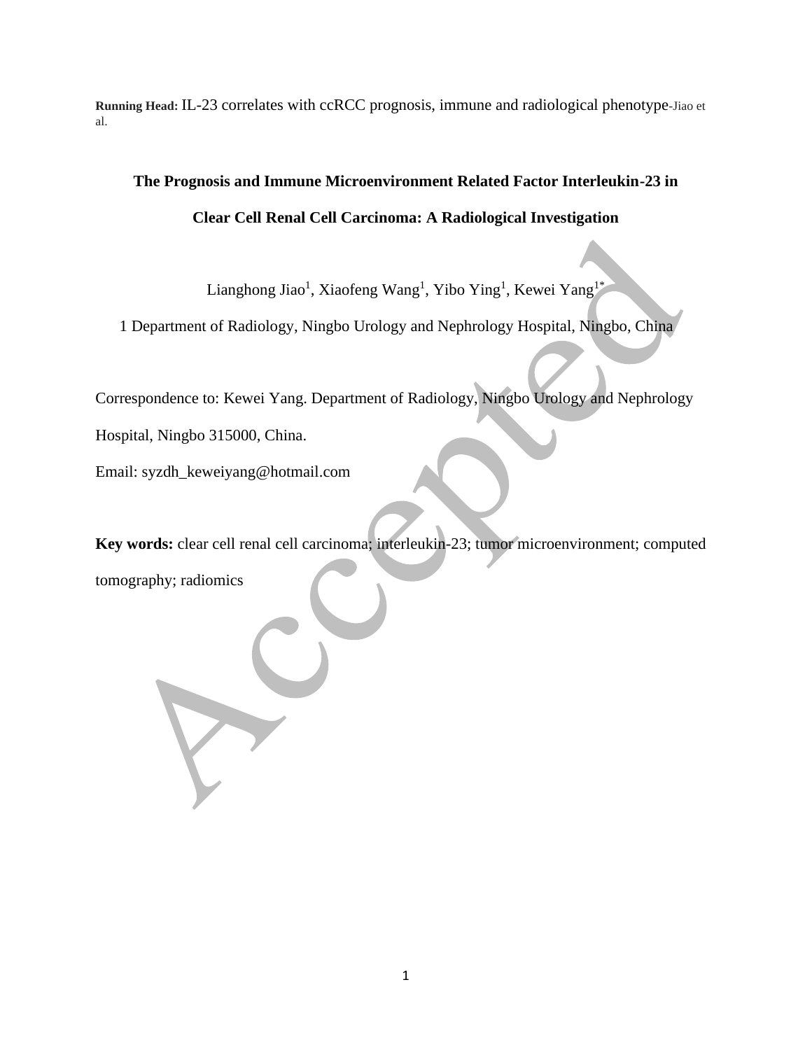**Running Head:** IL-23 correlates with ccRCC prognosis, immune and radiological phenotype-Jiao et al.

# The Prognosis and Immune Microenvironment Related Factor Interleukin-23 in Clear Cell Renal Cell Carcinoma: A Radiological Investigation

Lianghong Jiao[1], Xiaofeng Wang[1], Yibo Ying[1], Kewei Yang[1*]

1 Department of Radiology, Ningbo Urology and Nephrology Hospital, Ningbo, China

Correspondence to: Kewei Yang. Department of Radiology, Ningbo Urology and Nephrology Hospital, Ningbo 315000, China.

Email: syzdh_keweiyang@hotmail.com

**Key words:** clear cell renal cell carcinoma; interleukin-23; tumor microenvironment; computed tomography; radiomics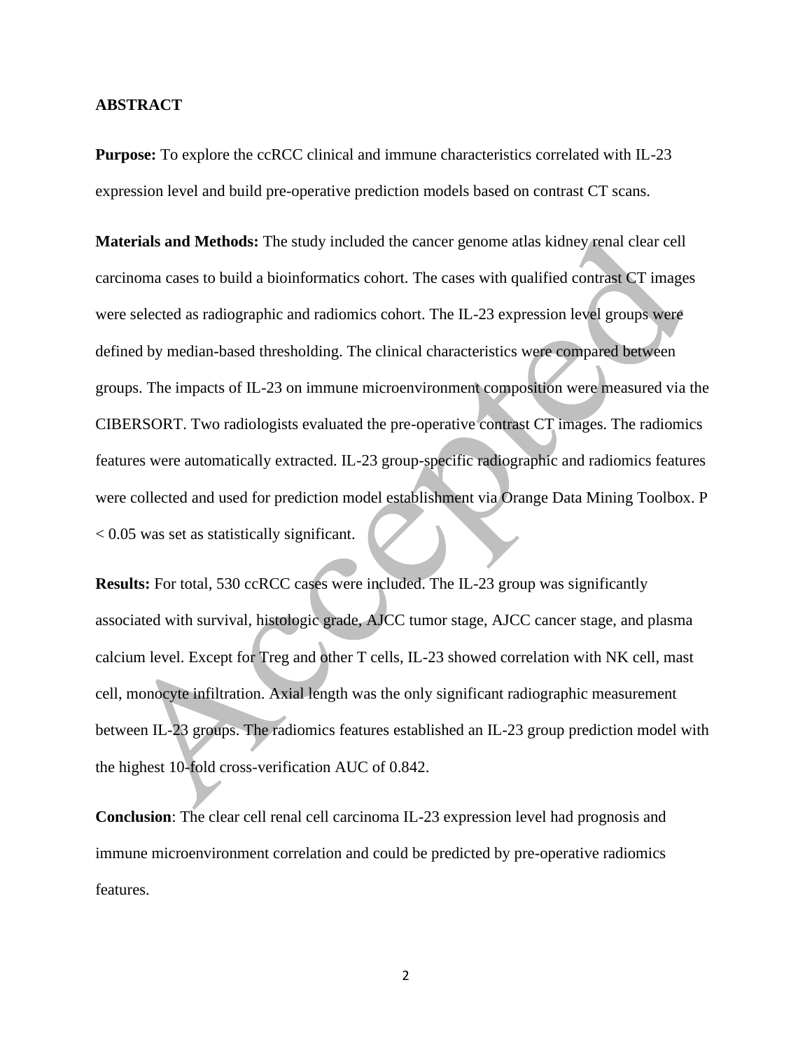## ABSTRACT

**Purpose:** To explore the ccRCC clinical and immune characteristics correlated with IL-23 expression level and build pre-operative prediction models based on contrast CT scans.

**Materials and Methods:** The study included the cancer genome atlas kidney renal clear cell carcinoma cases to build a bioinformatics cohort. The cases with qualified contrast CT images were selected as radiographic and radiomics cohort. The IL-23 expression level groups were defined by median-based thresholding. The clinical characteristics were compared between groups. The impacts of IL-23 on immune microenvironment composition were measured via the CIBERSORT. Two radiologists evaluated the pre-operative contrast CT images. The radiomics features were automatically extracted. IL-23 group-specific radiographic and radiomics features were collected and used for prediction model establishment via Orange Data Mining Toolbox. $P < 0.05$ was set as statistically significant.

**Results:** For total, 530 ccRCC cases were included. The IL-23 group was significantly associated with survival, histologic grade, AJCC tumor stage, AJCC cancer stage, and plasma calcium level. Except for Treg and other T cells, IL-23 showed correlation with NK cell, mast cell, monocyte infiltration. Axial length was the only significant radiographic measurement between IL-23 groups. The radiomics features established an IL-23 group prediction model with the highest 10-fold cross-verification AUC of 0.842.

**Conclusion**: The clear cell renal cell carcinoma IL-23 expression level had prognosis and immune microenvironment correlation and could be predicted by pre-operative radiomics features.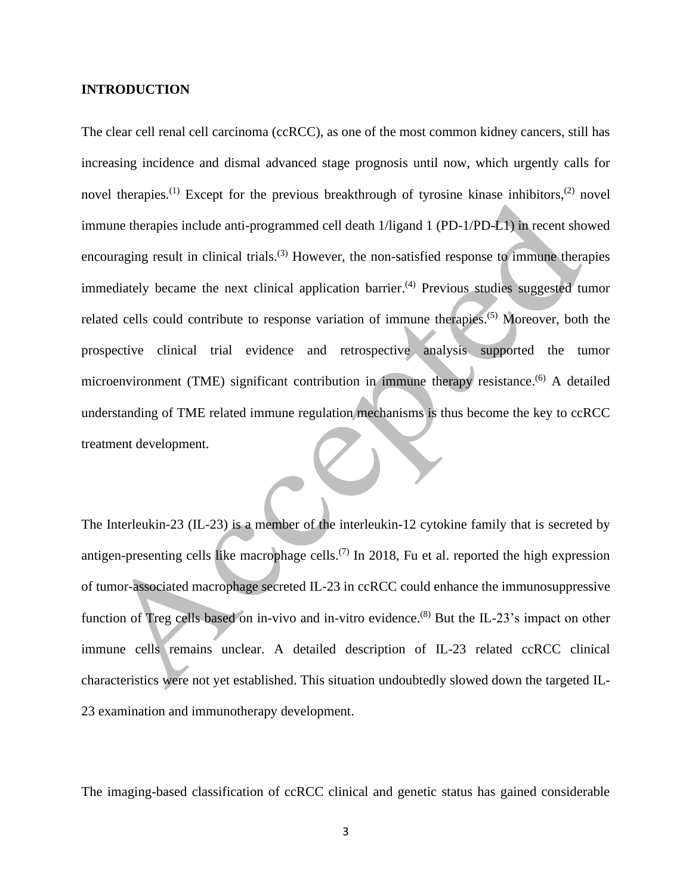## INTRODUCTION

The clear cell renal cell carcinoma (ccRCC), as one of the most common kidney cancers, still has increasing incidence and dismal advanced stage prognosis until now, which urgently calls for novel therapies.[1] Except for the previous breakthrough of tyrosine kinase inhibitors,[2] novel immune therapies include anti-programmed cell death 1/ligand 1 (PD-1/PD-L1) in recent showed encouraging result in clinical trials.[3] However, the non-satisfied response to immune therapies immediately became the next clinical application barrier.[4] Previous studies suggested tumor related cells could contribute to response variation of immune therapies.[5] Moreover, both the prospective clinical trial evidence and retrospective analysis supported the tumor microenvironment (TME) significant contribution in immune therapy resistance.[6] A detailed understanding of TME related immune regulation mechanisms is thus become the key to ccRCC treatment development.

The Interleukin-23 (IL-23) is a member of the interleukin-12 cytokine family that is secreted by antigen-presenting cells like macrophage cells.[7] In 2018, Fu et al. reported the high expression of tumor-associated macrophage secreted IL-23 in ccRCC could enhance the immunosuppressive function of Treg cells based on in-vivo and in-vitro evidence.[8] But the IL-23's impact on other immune cells remains unclear. A detailed description of IL-23 related ccRCC clinical characteristics were not yet established. This situation undoubtedly slowed down the targeted IL-23 examination and immunotherapy development.

The imaging-based classification of ccRCC clinical and genetic status has gained considerable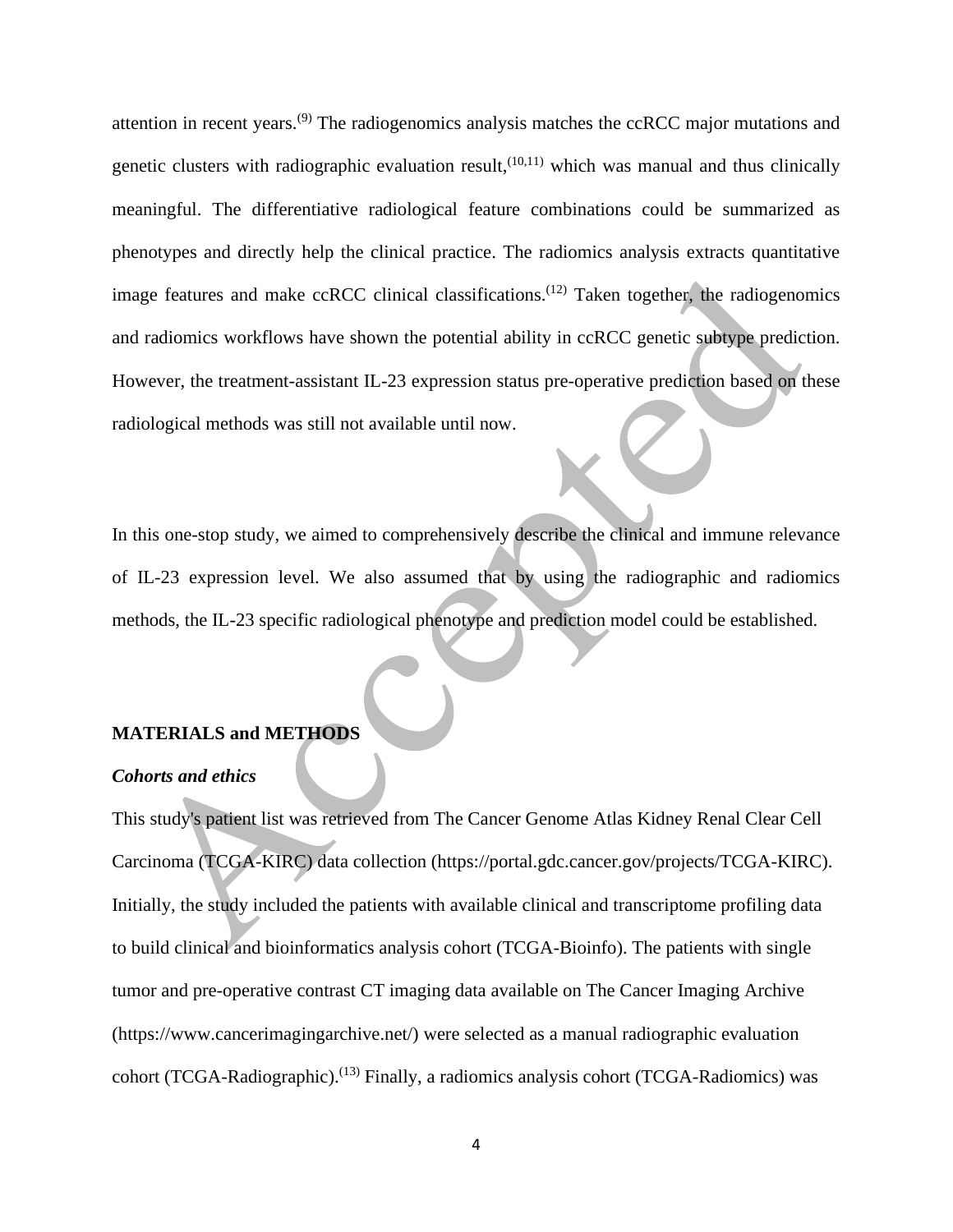attention in recent years.[9] The radiogenomics analysis matches the ccRCC major mutations and genetic clusters with radiographic evaluation result,[10,11] which was manual and thus clinically meaningful. The differentiative radiological feature combinations could be summarized as phenotypes and directly help the clinical practice. The radiomics analysis extracts quantitative image features and make ccRCC clinical classifications.[12] Taken together, the radiogenomics and radiomics workflows have shown the potential ability in ccRCC genetic subtype prediction. However, the treatment-assistant IL-23 expression status pre-operative prediction based on these radiological methods was still not available until now.

In this one-stop study, we aimed to comprehensively describe the clinical and immune relevance of IL-23 expression level. We also assumed that by using the radiographic and radiomics methods, the IL-23 specific radiological phenotype and prediction model could be established.

## MATERIALS and METHODS

### *Cohorts and ethics*

This study's patient list was retrieved from The Cancer Genome Atlas Kidney Renal Clear Cell Carcinoma (TCGA-KIRC) data collection (https://portal.gdc.cancer.gov/projects/TCGA-KIRC). Initially, the study included the patients with available clinical and transcriptome profiling data to build clinical and bioinformatics analysis cohort (TCGA-Bioinfo). The patients with single tumor and pre-operative contrast CT imaging data available on The Cancer Imaging Archive (https://www.cancerimagingarchive.net/) were selected as a manual radiographic evaluation cohort (TCGA-Radiographic).[13] Finally, a radiomics analysis cohort (TCGA-Radiomics) was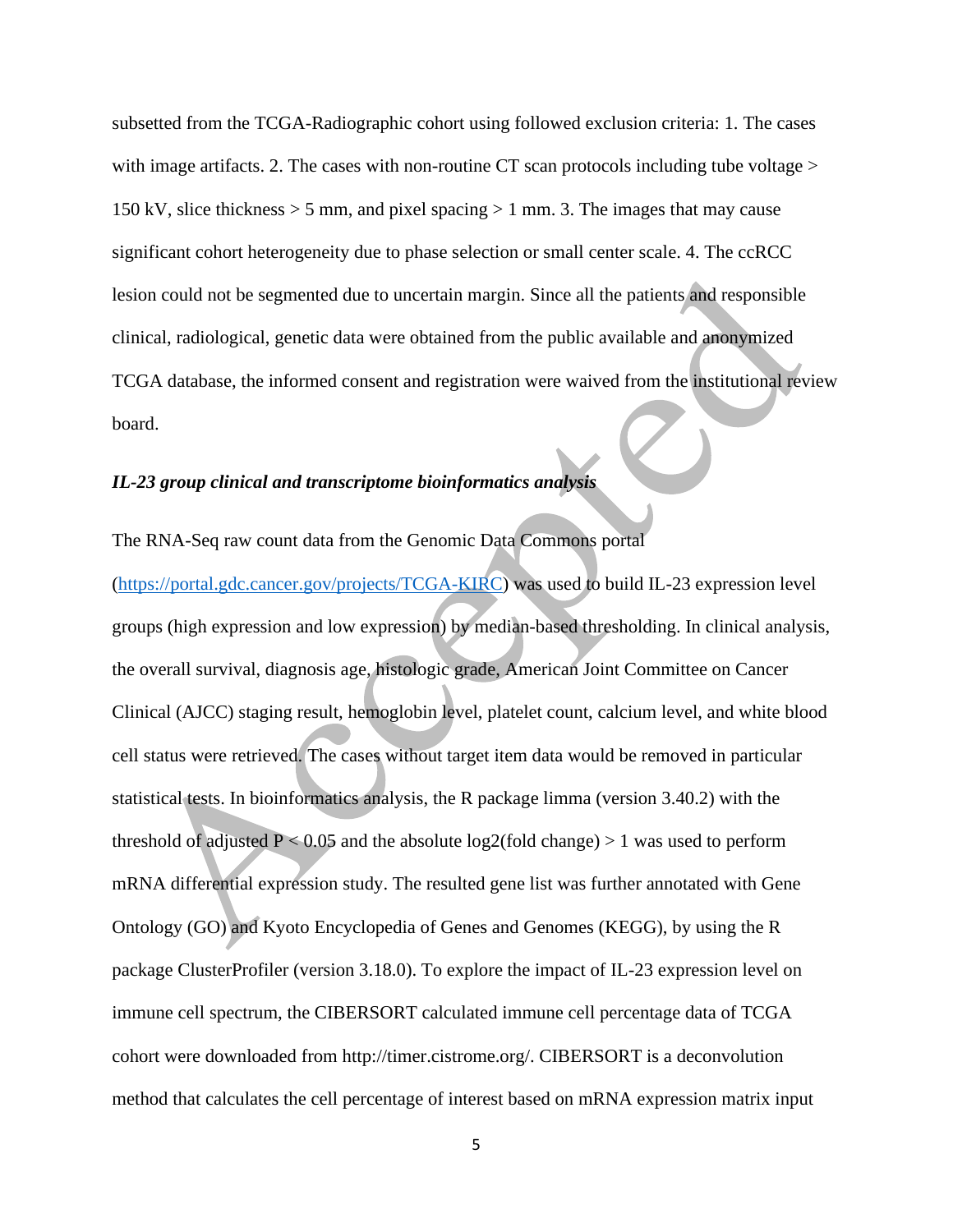subsetted from the TCGA-Radiographic cohort using followed exclusion criteria: 1. The cases with image artifacts. 2. The cases with non-routine CT scan protocols including tube voltage > 150 kV, slice thickness > 5 mm, and pixel spacing > 1 mm. 3. The images that may cause significant cohort heterogeneity due to phase selection or small center scale. 4. The ccRCC lesion could not be segmented due to uncertain margin. Since all the patients and responsible clinical, radiological, genetic data were obtained from the public available and anonymized TCGA database, the informed consent and registration were waived from the institutional review board.

***IL-23 group clinical and transcriptome bioinformatics analysis***

The RNA-Seq raw count data from the Genomic Data Commons portal (https://portal.gdc.cancer.gov/projects/TCGA-KIRC) was used to build IL-23 expression level groups (high expression and low expression) by median-based thresholding. In clinical analysis, the overall survival, diagnosis age, histologic grade, American Joint Committee on Cancer Clinical (AJCC) staging result, hemoglobin level, platelet count, calcium level, and white blood cell status were retrieved. The cases without target item data would be removed in particular statistical tests. In bioinformatics analysis, the R package limma (version 3.40.2) with the threshold of adjusted $P < 0.05$ and the absolute log2(fold change) > 1 was used to perform mRNA differential expression study. The resulted gene list was further annotated with Gene Ontology (GO) and Kyoto Encyclopedia of Genes and Genomes (KEGG), by using the R package ClusterProfiler (version 3.18.0). To explore the impact of IL-23 expression level on immune cell spectrum, the CIBERSORT calculated immune cell percentage data of TCGA cohort were downloaded from http://timer.cistrome.org/. CIBERSORT is a deconvolution method that calculates the cell percentage of interest based on mRNA expression matrix input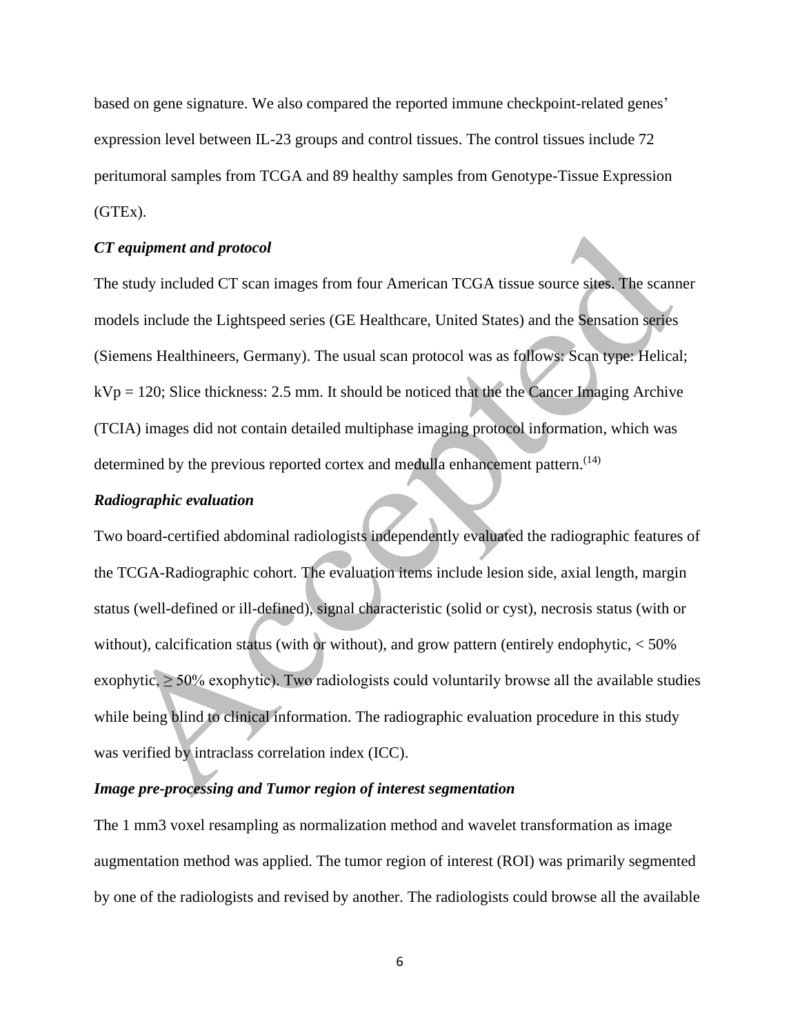based on gene signature. We also compared the reported immune checkpoint-related genes' expression level between IL-23 groups and control tissues. The control tissues include 72 peritumoral samples from TCGA and 89 healthy samples from Genotype-Tissue Expression (GTEx).

***CT equipment and protocol***

The study included CT scan images from four American TCGA tissue source sites. The scanner models include the Lightspeed series (GE Healthcare, United States) and the Sensation series (Siemens Healthineers, Germany). The usual scan protocol was as follows: Scan type: Helical; kVp = 120; Slice thickness: 2.5 mm. It should be noticed that the the Cancer Imaging Archive (TCIA) images did not contain detailed multiphase imaging protocol information, which was determined by the previous reported cortex and medulla enhancement pattern.[14]

***Radiographic evaluation***

Two board-certified abdominal radiologists independently evaluated the radiographic features of the TCGA-Radiographic cohort. The evaluation items include lesion side, axial length, margin status (well-defined or ill-defined), signal characteristic (solid or cyst), necrosis status (with or without), calcification status (with or without), and grow pattern (entirely endophytic, < 50% exophytic, ≥ 50% exophytic). Two radiologists could voluntarily browse all the available studies while being blind to clinical information. The radiographic evaluation procedure in this study was verified by intraclass correlation index (ICC).

***Image pre-processing and Tumor region of interest segmentation***

The 1 mm3 voxel resampling as normalization method and wavelet transformation as image augmentation method was applied. The tumor region of interest (ROI) was primarily segmented by one of the radiologists and revised by another. The radiologists could browse all the available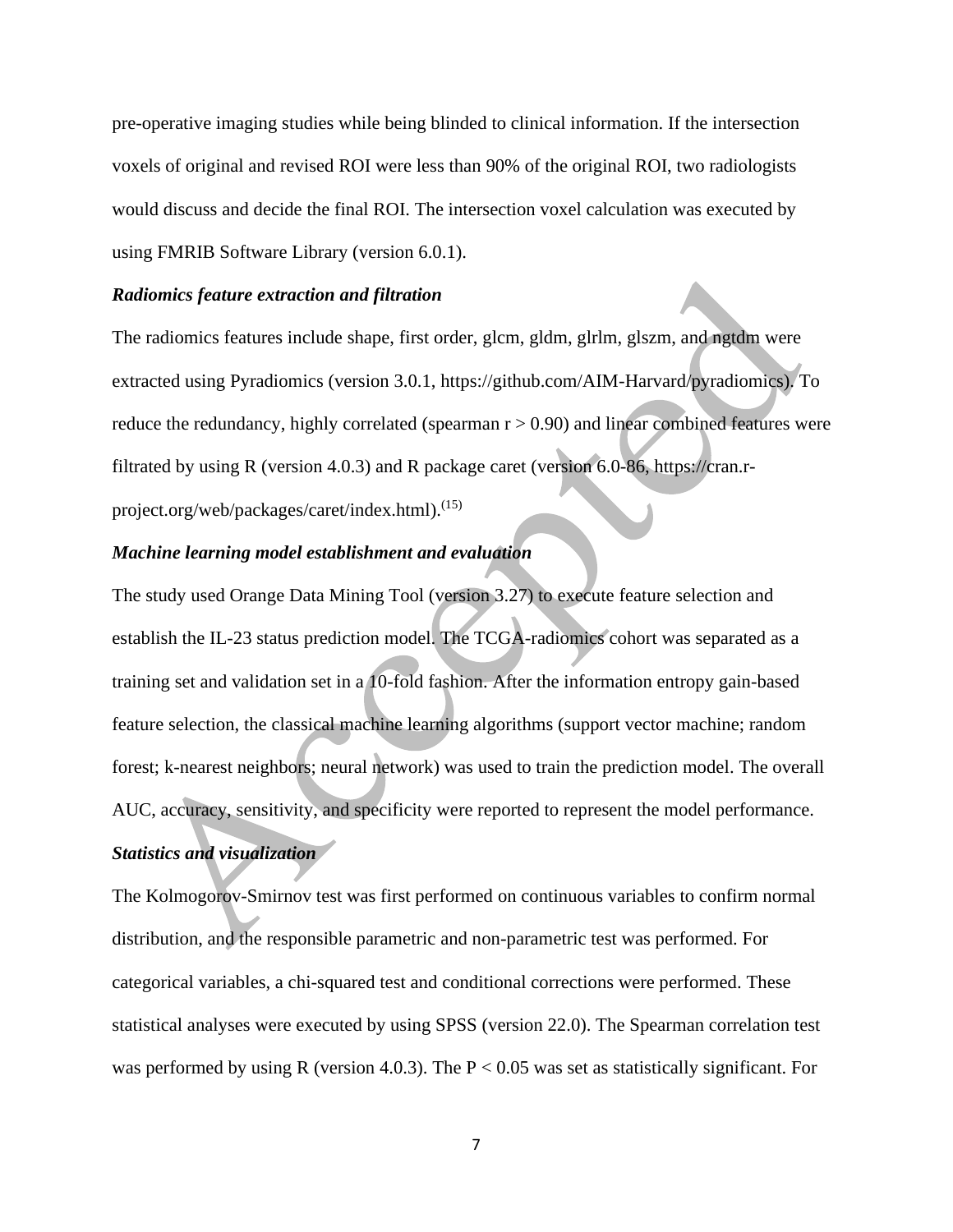pre-operative imaging studies while being blinded to clinical information. If the intersection voxels of original and revised ROI were less than 90% of the original ROI, two radiologists would discuss and decide the final ROI. The intersection voxel calculation was executed by using FMRIB Software Library (version 6.0.1).

***Radiomics feature extraction and filtration***

The radiomics features include shape, first order, glcm, gldm, glrlm, glszm, and ngtdm were extracted using Pyradiomics (version 3.0.1, https://github.com/AIM-Harvard/pyradiomics). To reduce the redundancy, highly correlated (spearman $r > 0.90$) and linear combined features were filtrated by using R (version 4.0.3) and R package caret (version 6.0-86, https://cran.r-project.org/web/packages/caret/index.html).[15]

***Machine learning model establishment and evaluation***

The study used Orange Data Mining Tool (version 3.27) to execute feature selection and establish the IL-23 status prediction model. The TCGA-radiomics cohort was separated as a training set and validation set in a 10-fold fashion. After the information entropy gain-based feature selection, the classical machine learning algorithms (support vector machine; random forest; k-nearest neighbors; neural network) was used to train the prediction model. The overall AUC, accuracy, sensitivity, and specificity were reported to represent the model performance.

***Statistics and visualization***

The Kolmogorov-Smirnov test was first performed on continuous variables to confirm normal distribution, and the responsible parametric and non-parametric test was performed. For categorical variables, a chi-squared test and conditional corrections were performed. These statistical analyses were executed by using SPSS (version 22.0). The Spearman correlation test was performed by using R (version 4.0.3). The $P < 0.05$ was set as statistically significant. For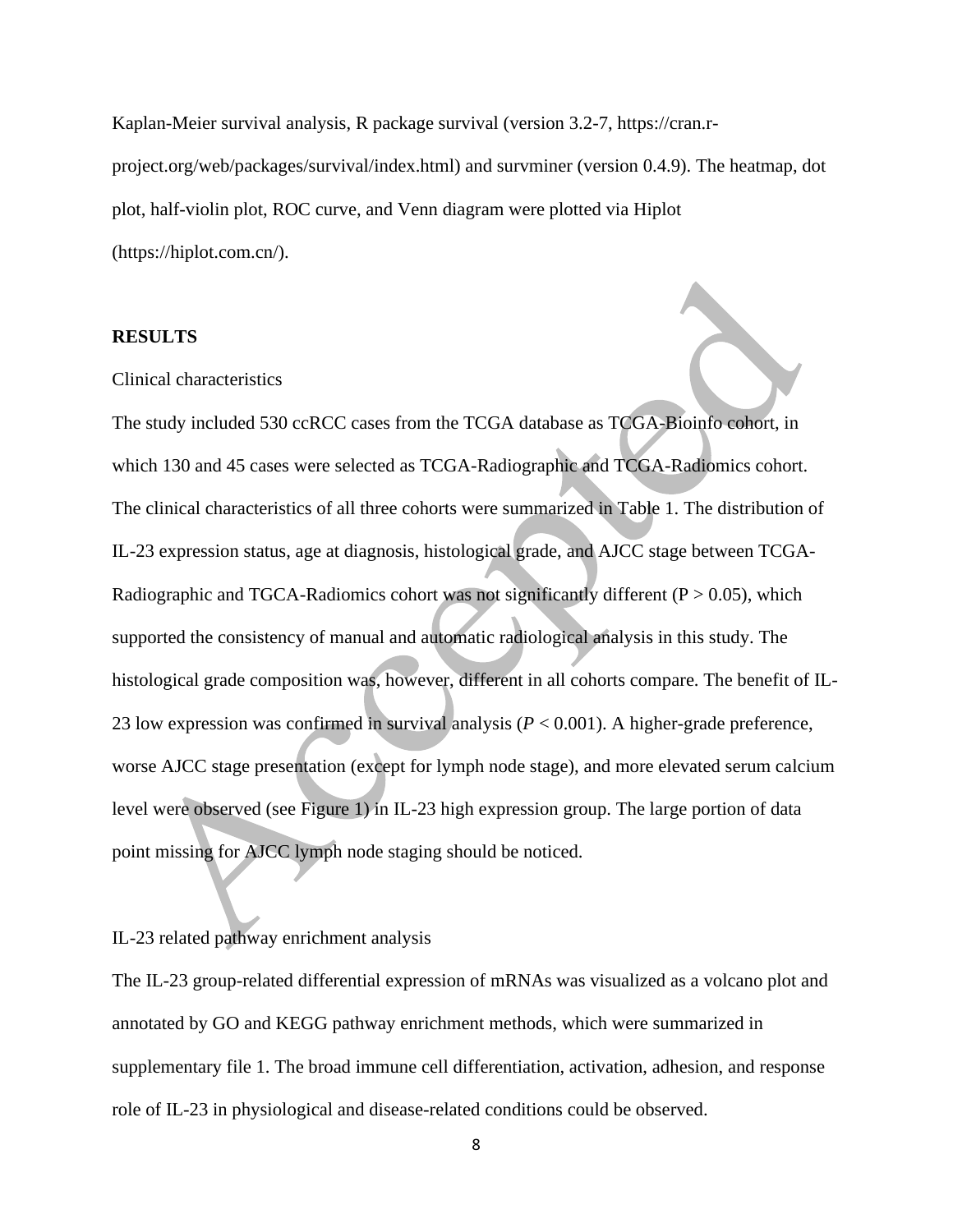Kaplan-Meier survival analysis, R package survival (version 3.2-7, https://cran.r-project.org/web/packages/survival/index.html) and survminer (version 0.4.9). The heatmap, dot plot, half-violin plot, ROC curve, and Venn diagram were plotted via Hiplot (https://hiplot.com.cn/).

## RESULTS

### Clinical characteristics

The study included 530 ccRCC cases from the TCGA database as TCGA-Bioinfo cohort, in which 130 and 45 cases were selected as TCGA-Radiographic and TCGA-Radiomics cohort. The clinical characteristics of all three cohorts were summarized in Table 1. The distribution of IL-23 expression status, age at diagnosis, histological grade, and AJCC stage between TCGA-Radiographic and TGCA-Radiomics cohort was not significantly different ($P > 0.05$), which supported the consistency of manual and automatic radiological analysis in this study. The histological grade composition was, however, different in all cohorts compare. The benefit of IL-23 low expression was confirmed in survival analysis ($P < 0.001$). A higher-grade preference, worse AJCC stage presentation (except for lymph node stage), and more elevated serum calcium level were observed (see Figure 1) in IL-23 high expression group. The large portion of data point missing for AJCC lymph node staging should be noticed.

### IL-23 related pathway enrichment analysis

The IL-23 group-related differential expression of mRNAs was visualized as a volcano plot and annotated by GO and KEGG pathway enrichment methods, which were summarized in supplementary file 1. The broad immune cell differentiation, activation, adhesion, and response role of IL-23 in physiological and disease-related conditions could be observed.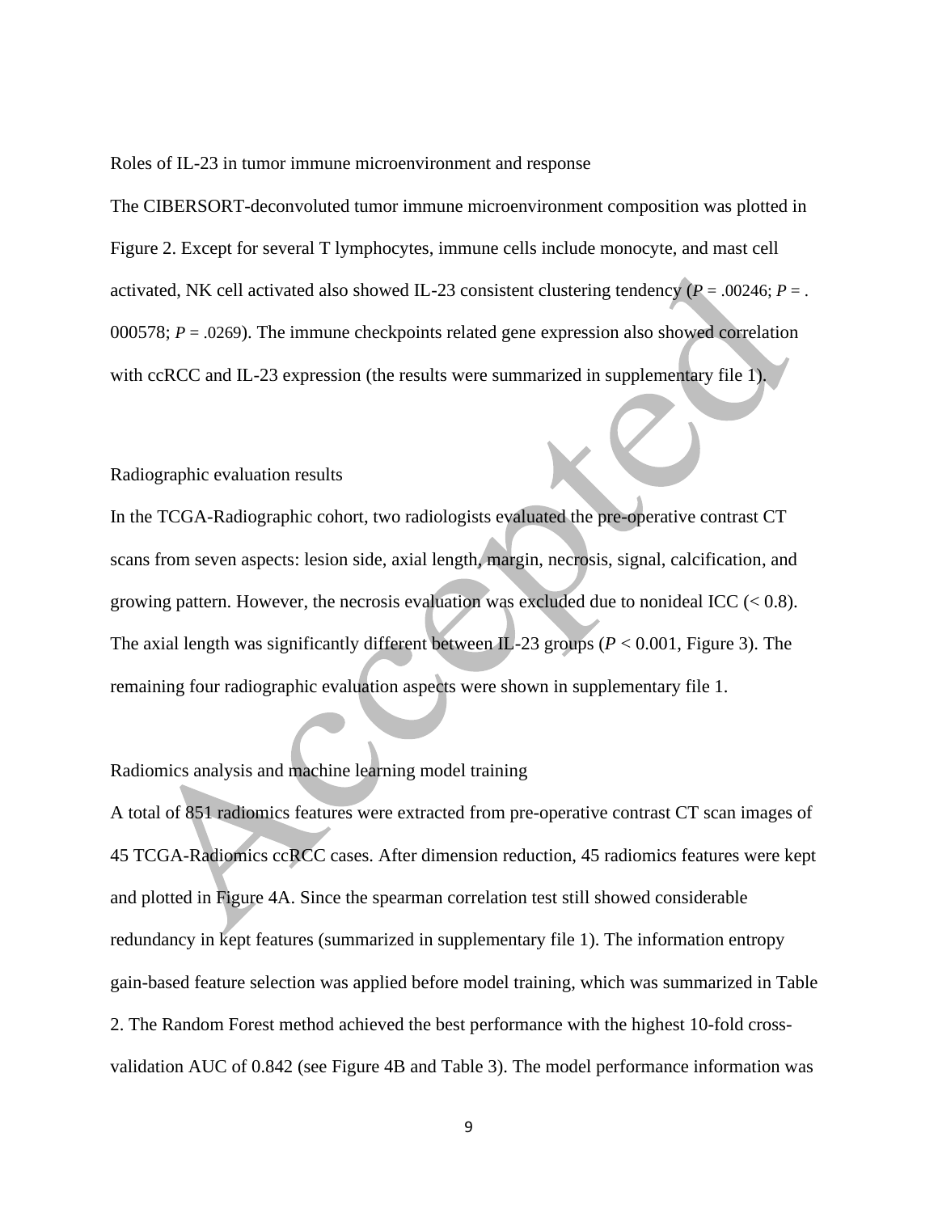### Roles of IL-23 in tumor immune microenvironment and response

The CIBERSORT-deconvoluted tumor immune microenvironment composition was plotted in Figure 2. Except for several T lymphocytes, immune cells include monocyte, and mast cell activated, NK cell activated also showed IL-23 consistent clustering tendency (*P* = .00246; *P* = .000578; *P* = .0269). The immune checkpoints related gene expression also showed correlation with ccRCC and IL-23 expression (the results were summarized in supplementary file 1).

### Radiographic evaluation results

In the TCGA-Radiographic cohort, two radiologists evaluated the pre-operative contrast CT scans from seven aspects: lesion side, axial length, margin, necrosis, signal, calcification, and growing pattern. However, the necrosis evaluation was excluded due to nonideal ICC (< 0.8). The axial length was significantly different between IL-23 groups (*P* < 0.001, Figure 3). The remaining four radiographic evaluation aspects were shown in supplementary file 1.

### Radiomics analysis and machine learning model training

A total of 851 radiomics features were extracted from pre-operative contrast CT scan images of 45 TCGA-Radiomics ccRCC cases. After dimension reduction, 45 radiomics features were kept and plotted in Figure 4A. Since the spearman correlation test still showed considerable redundancy in kept features (summarized in supplementary file 1). The information entropy gain-based feature selection was applied before model training, which was summarized in Table 2. The Random Forest method achieved the best performance with the highest 10-fold cross-validation AUC of 0.842 (see Figure 4B and Table 3). The model performance information was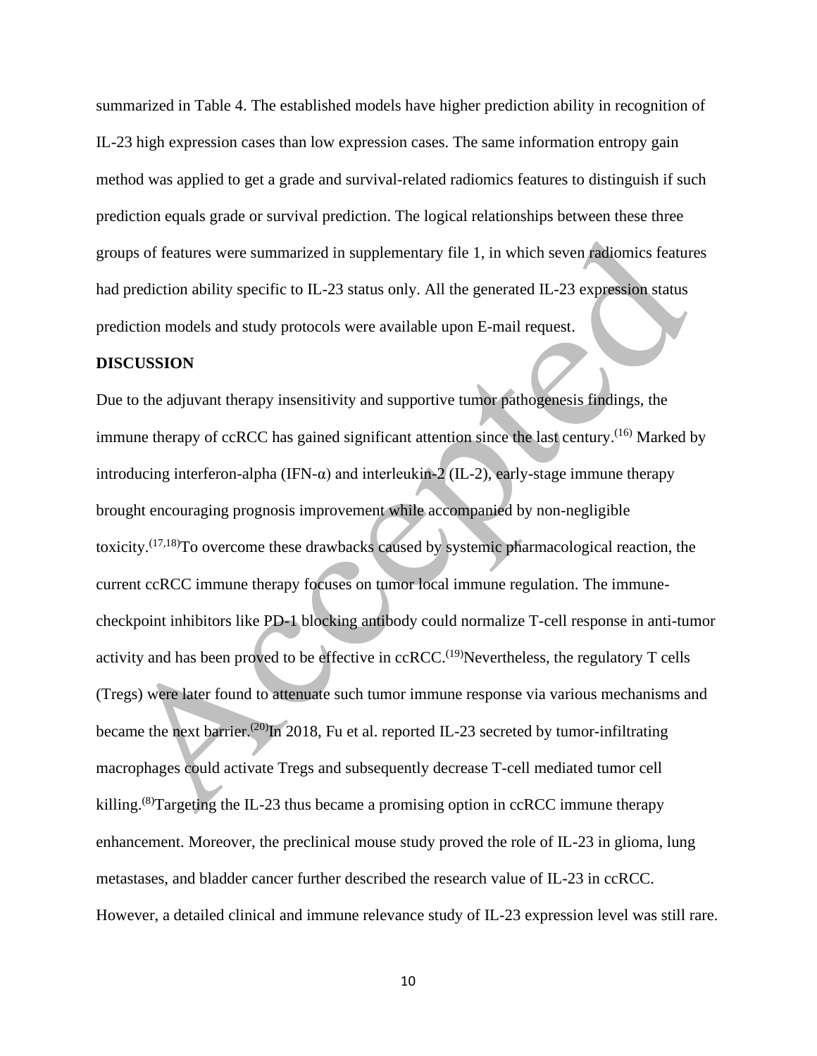summarized in Table 4. The established models have higher prediction ability in recognition of IL-23 high expression cases than low expression cases. The same information entropy gain method was applied to get a grade and survival-related radiomics features to distinguish if such prediction equals grade or survival prediction. The logical relationships between these three groups of features were summarized in supplementary file 1, in which seven radiomics features had prediction ability specific to IL-23 status only. All the generated IL-23 expression status prediction models and study protocols were available upon E-mail request.

**DISCUSSION**

Due to the adjuvant therapy insensitivity and supportive tumor pathogenesis findings, the immune therapy of ccRCC has gained significant attention since the last century.[16] Marked by introducing interferon-alpha (IFN-α) and interleukin-2 (IL-2), early-stage immune therapy brought encouraging prognosis improvement while accompanied by non-negligible toxicity.[17,18]To overcome these drawbacks caused by systemic pharmacological reaction, the current ccRCC immune therapy focuses on tumor local immune regulation. The immune-checkpoint inhibitors like PD-1 blocking antibody could normalize T-cell response in anti-tumor activity and has been proved to be effective in ccRCC.[19]Nevertheless, the regulatory T cells (Tregs) were later found to attenuate such tumor immune response via various mechanisms and became the next barrier.[20]In 2018, Fu et al. reported IL-23 secreted by tumor-infiltrating macrophages could activate Tregs and subsequently decrease T-cell mediated tumor cell killing.[8]Targeting the IL-23 thus became a promising option in ccRCC immune therapy enhancement. Moreover, the preclinical mouse study proved the role of IL-23 in glioma, lung metastases, and bladder cancer further described the research value of IL-23 in ccRCC. However, a detailed clinical and immune relevance study of IL-23 expression level was still rare.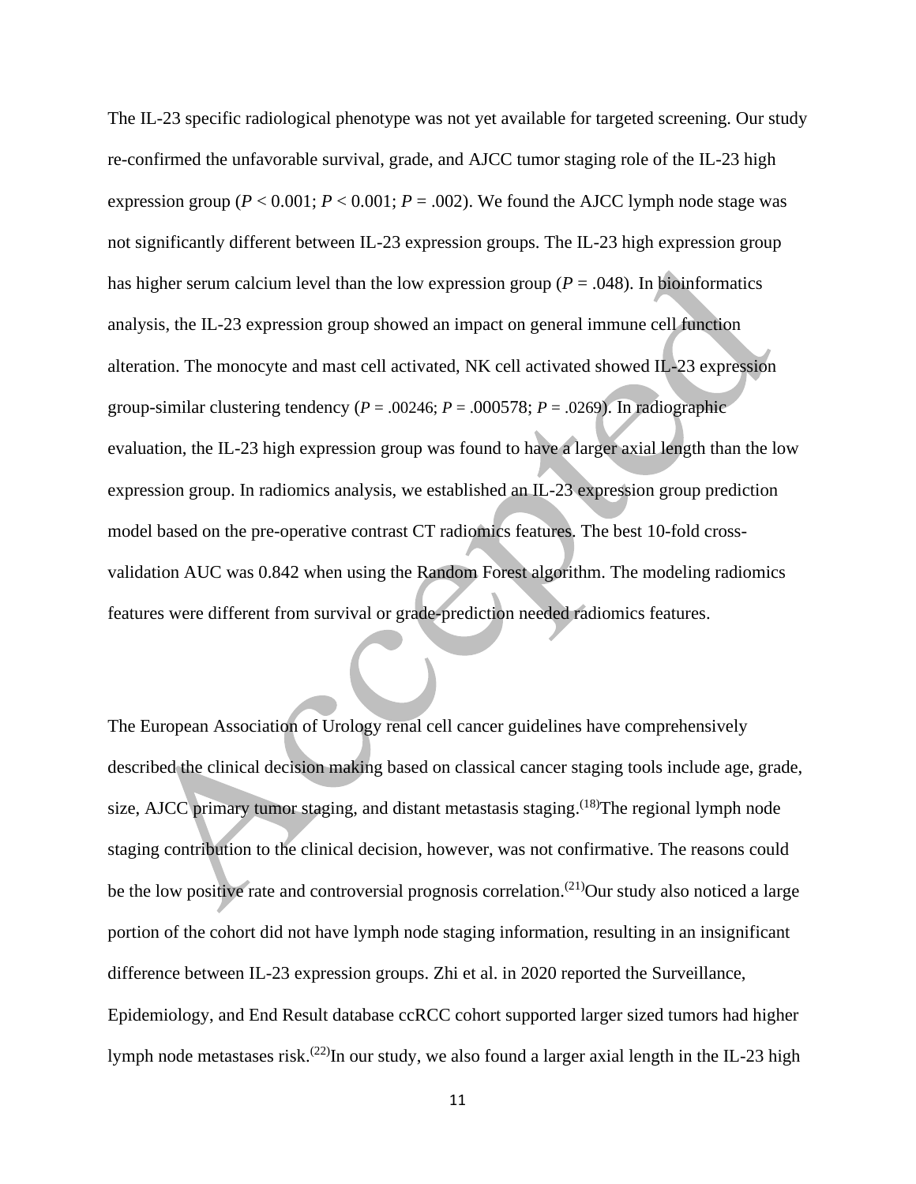The IL-23 specific radiological phenotype was not yet available for targeted screening. Our study re-confirmed the unfavorable survival, grade, and AJCC tumor staging role of the IL-23 high expression group (*P* < 0.001; *P* < 0.001; *P* = .002). We found the AJCC lymph node stage was not significantly different between IL-23 expression groups. The IL-23 high expression group has higher serum calcium level than the low expression group (*P* = .048). In bioinformatics analysis, the IL-23 expression group showed an impact on general immune cell function alteration. The monocyte and mast cell activated, NK cell activated showed IL-23 expression group-similar clustering tendency (*P* = .00246; *P* = .000578; *P* = .0269). In radiographic evaluation, the IL-23 high expression group was found to have a larger axial length than the low expression group. In radiomics analysis, we established an IL-23 expression group prediction model based on the pre-operative contrast CT radiomics features. The best 10-fold cross-validation AUC was 0.842 when using the Random Forest algorithm. The modeling radiomics features were different from survival or grade-prediction needed radiomics features.

The European Association of Urology renal cell cancer guidelines have comprehensively described the clinical decision making based on classical cancer staging tools include age, grade, size, AJCC primary tumor staging, and distant metastasis staging.(18)The regional lymph node staging contribution to the clinical decision, however, was not confirmative. The reasons could be the low positive rate and controversial prognosis correlation.(21)Our study also noticed a large portion of the cohort did not have lymph node staging information, resulting in an insignificant difference between IL-23 expression groups. Zhi et al. in 2020 reported the Surveillance, Epidemiology, and End Result database ccRCC cohort supported larger sized tumors had higher lymph node metastases risk.(22)In our study, we also found a larger axial length in the IL-23 high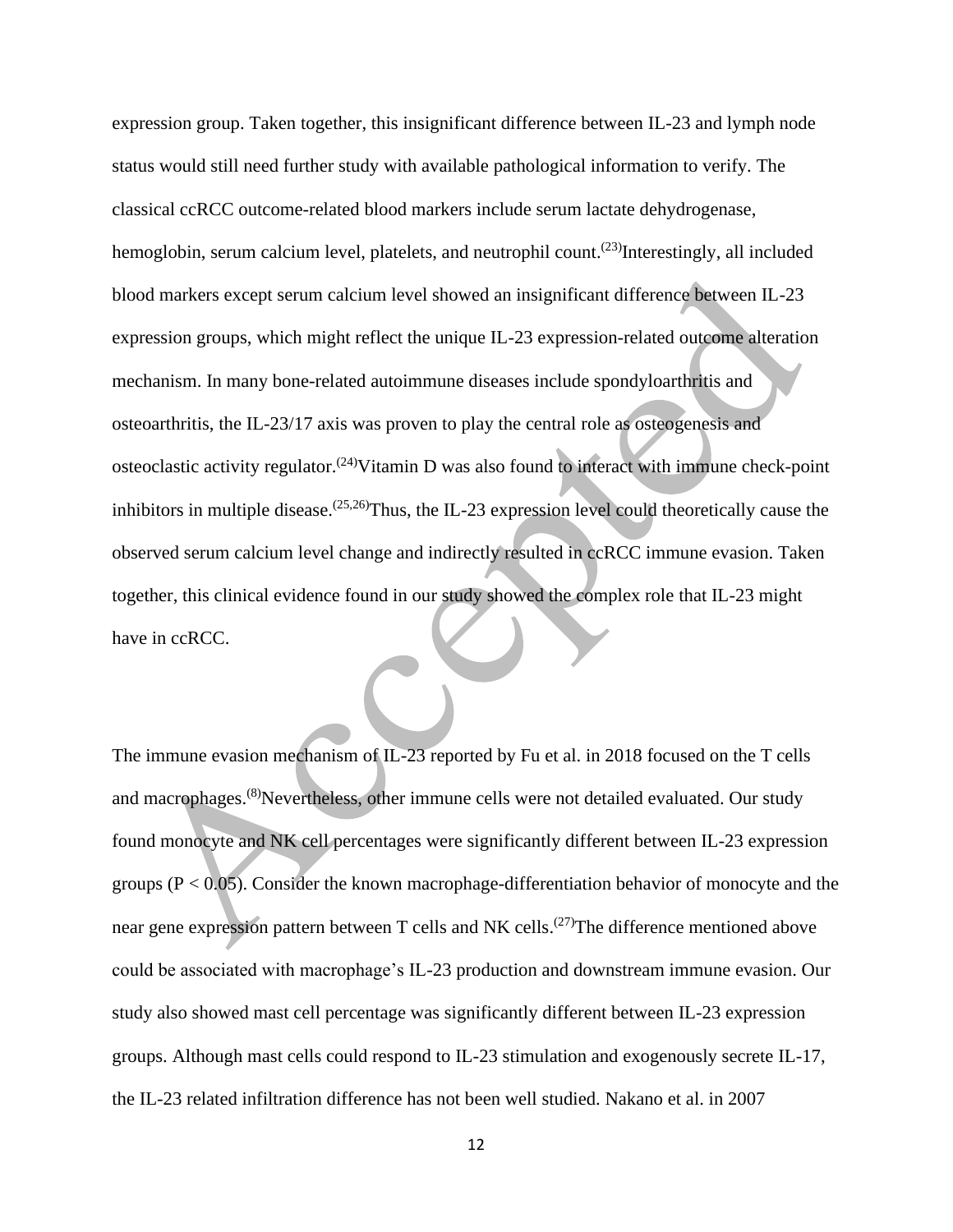expression group. Taken together, this insignificant difference between IL-23 and lymph node status would still need further study with available pathological information to verify. The classical ccRCC outcome-related blood markers include serum lactate dehydrogenase, hemoglobin, serum calcium level, platelets, and neutrophil count.[23]Interestingly, all included blood markers except serum calcium level showed an insignificant difference between IL-23 expression groups, which might reflect the unique IL-23 expression-related outcome alteration mechanism. In many bone-related autoimmune diseases include spondyloarthritis and osteoarthritis, the IL-23/17 axis was proven to play the central role as osteogenesis and osteoclastic activity regulator.[24]Vitamin D was also found to interact with immune check-point inhibitors in multiple disease.[25,26]Thus, the IL-23 expression level could theoretically cause the observed serum calcium level change and indirectly resulted in ccRCC immune evasion. Taken together, this clinical evidence found in our study showed the complex role that IL-23 might have in ccRCC.

The immune evasion mechanism of IL-23 reported by Fu et al. in 2018 focused on the T cells and macrophages.[8]Nevertheless, other immune cells were not detailed evaluated. Our study found monocyte and NK cell percentages were significantly different between IL-23 expression groups ($P < 0.05$). Consider the known macrophage-differentiation behavior of monocyte and the near gene expression pattern between T cells and NK cells.[27]The difference mentioned above could be associated with macrophage's IL-23 production and downstream immune evasion. Our study also showed mast cell percentage was significantly different between IL-23 expression groups. Although mast cells could respond to IL-23 stimulation and exogenously secrete IL-17, the IL-23 related infiltration difference has not been well studied. Nakano et al. in 2007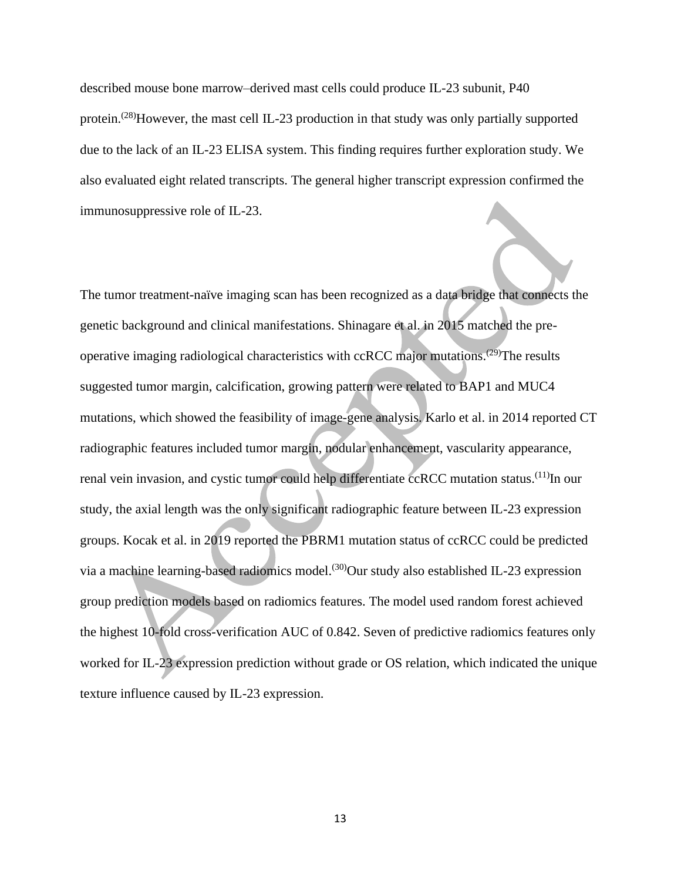described mouse bone marrow–derived mast cells could produce IL-23 subunit, P40 protein.[28]However, the mast cell IL-23 production in that study was only partially supported due to the lack of an IL-23 ELISA system. This finding requires further exploration study. We also evaluated eight related transcripts. The general higher transcript expression confirmed the immunosuppressive role of IL-23.

The tumor treatment-naïve imaging scan has been recognized as a data bridge that connects the genetic background and clinical manifestations. Shinagare et al. in 2015 matched the pre-operative imaging radiological characteristics with ccRCC major mutations.[29]The results suggested tumor margin, calcification, growing pattern were related to BAP1 and MUC4 mutations, which showed the feasibility of image-gene analysis. Karlo et al. in 2014 reported CT radiographic features included tumor margin, nodular enhancement, vascularity appearance, renal vein invasion, and cystic tumor could help differentiate ccRCC mutation status.[11]In our study, the axial length was the only significant radiographic feature between IL-23 expression groups. Kocak et al. in 2019 reported the PBRM1 mutation status of ccRCC could be predicted via a machine learning-based radiomics model.[30]Our study also established IL-23 expression group prediction models based on radiomics features. The model used random forest achieved the highest 10-fold cross-verification AUC of 0.842. Seven of predictive radiomics features only worked for IL-23 expression prediction without grade or OS relation, which indicated the unique texture influence caused by IL-23 expression.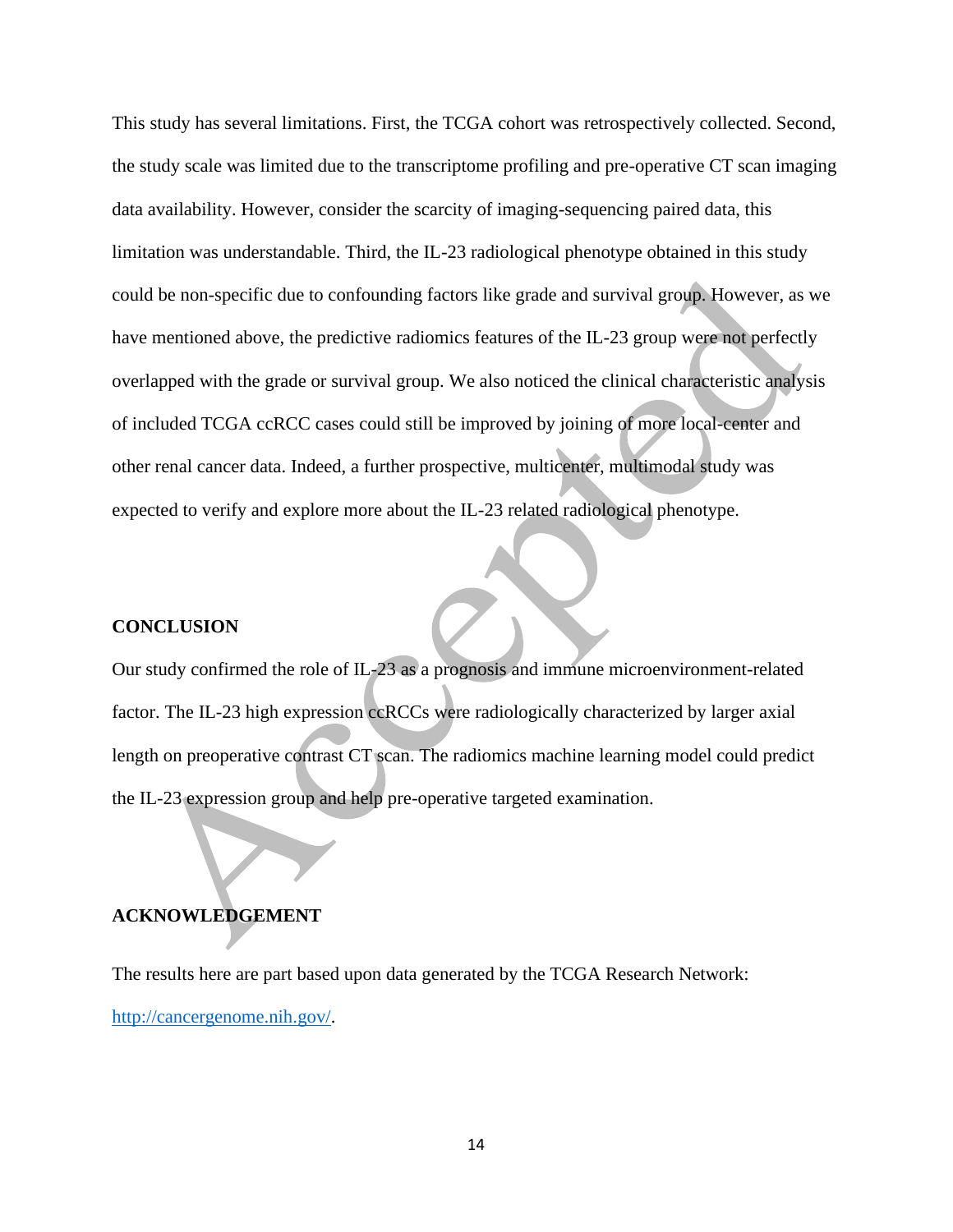This study has several limitations. First, the TCGA cohort was retrospectively collected. Second, the study scale was limited due to the transcriptome profiling and pre-operative CT scan imaging data availability. However, consider the scarcity of imaging-sequencing paired data, this limitation was understandable. Third, the IL-23 radiological phenotype obtained in this study could be non-specific due to confounding factors like grade and survival group. However, as we have mentioned above, the predictive radiomics features of the IL-23 group were not perfectly overlapped with the grade or survival group. We also noticed the clinical characteristic analysis of included TCGA ccRCC cases could still be improved by joining of more local-center and other renal cancer data. Indeed, a further prospective, multicenter, multimodal study was expected to verify and explore more about the IL-23 related radiological phenotype.

## CONCLUSION

Our study confirmed the role of IL-23 as a prognosis and immune microenvironment-related factor. The IL-23 high expression ccRCCs were radiologically characterized by larger axial length on preoperative contrast CT scan. The radiomics machine learning model could predict the IL-23 expression group and help pre-operative targeted examination.

## ACKNOWLEDGEMENT

The results here are part based upon data generated by the TCGA Research Network: http://cancergenome.nih.gov/.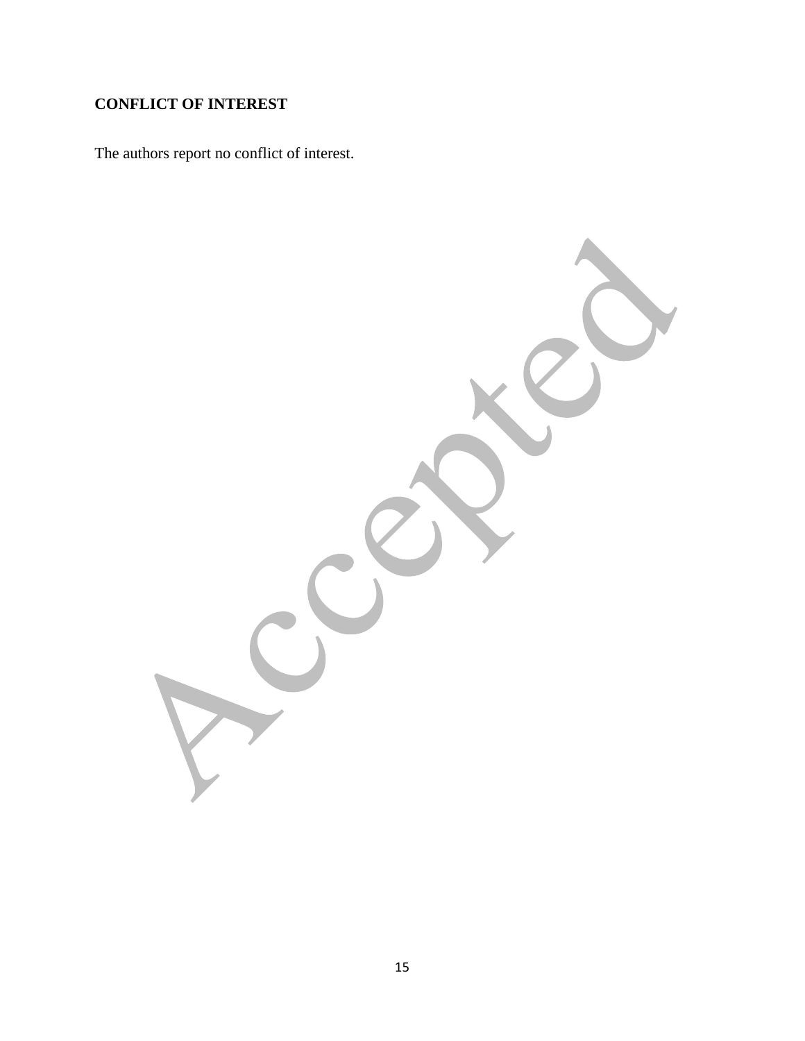**CONFLICT OF INTEREST**

The authors report no conflict of interest.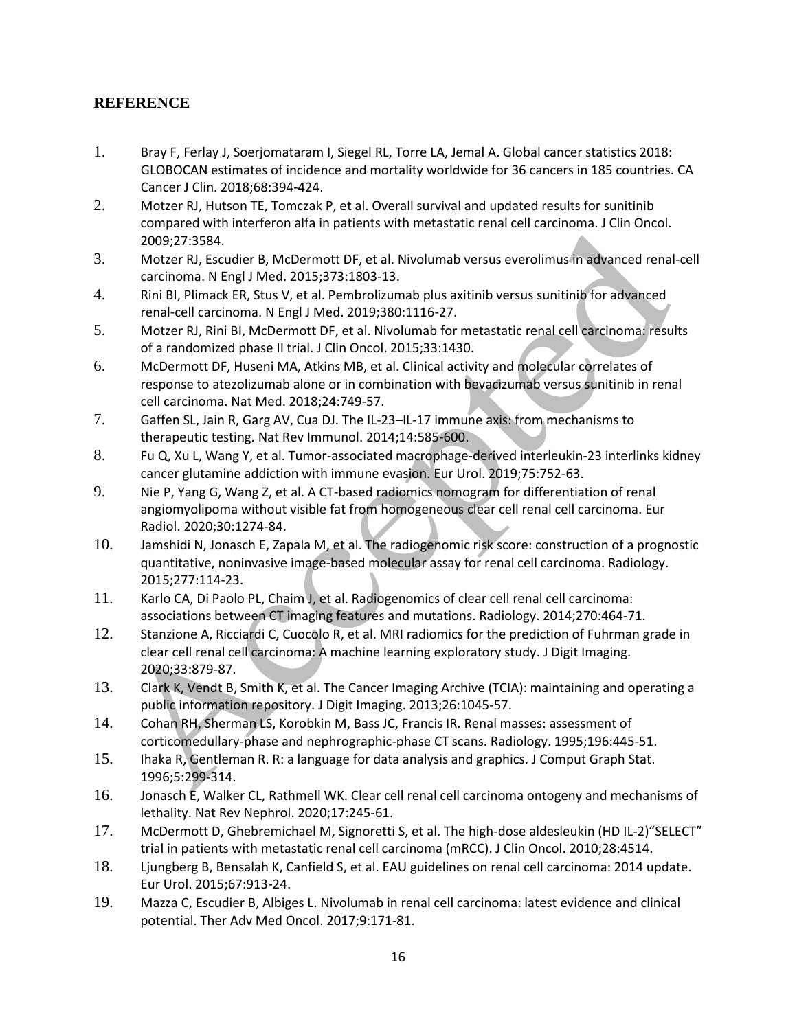## REFERENCE

1. Bray F, Ferlay J, Soerjomataram I, Siegel RL, Torre LA, Jemal A. Global cancer statistics 2018: GLOBOCAN estimates of incidence and mortality worldwide for 36 cancers in 185 countries. CA Cancer J Clin. 2018;68:394-424.
2. Motzer RJ, Hutson TE, Tomczak P, et al. Overall survival and updated results for sunitinib compared with interferon alfa in patients with metastatic renal cell carcinoma. J Clin Oncol. 2009;27:3584.
3. Motzer RJ, Escudier B, McDermott DF, et al. Nivolumab versus everolimus in advanced renal-cell carcinoma. N Engl J Med. 2015;373:1803-13.
4. Rini BI, Plimack ER, Stus V, et al. Pembrolizumab plus axitinib versus sunitinib for advanced renal-cell carcinoma. N Engl J Med. 2019;380:1116-27.
5. Motzer RJ, Rini BI, McDermott DF, et al. Nivolumab for metastatic renal cell carcinoma: results of a randomized phase II trial. J Clin Oncol. 2015;33:1430.
6. McDermott DF, Huseni MA, Atkins MB, et al. Clinical activity and molecular correlates of response to atezolizumab alone or in combination with bevacizumab versus sunitinib in renal cell carcinoma. Nat Med. 2018;24:749-57.
7. Gaffen SL, Jain R, Garg AV, Cua DJ. The IL-23–IL-17 immune axis: from mechanisms to therapeutic testing. Nat Rev Immunol. 2014;14:585-600.
8. Fu Q, Xu L, Wang Y, et al. Tumor-associated macrophage-derived interleukin-23 interlinks kidney cancer glutamine addiction with immune evasion. Eur Urol. 2019;75:752-63.
9. Nie P, Yang G, Wang Z, et al. A CT-based radiomics nomogram for differentiation of renal angiomyolipoma without visible fat from homogeneous clear cell renal cell carcinoma. Eur Radiol. 2020;30:1274-84.
10. Jamshidi N, Jonasch E, Zapala M, et al. The radiogenomic risk score: construction of a prognostic quantitative, noninvasive image-based molecular assay for renal cell carcinoma. Radiology. 2015;277:114-23.
11. Karlo CA, Di Paolo PL, Chaim J, et al. Radiogenomics of clear cell renal cell carcinoma: associations between CT imaging features and mutations. Radiology. 2014;270:464-71.
12. Stanzione A, Ricciardi C, Cuocolo R, et al. MRI radiomics for the prediction of Fuhrman grade in clear cell renal cell carcinoma: A machine learning exploratory study. J Digit Imaging. 2020;33:879-87.
13. Clark K, Vendt B, Smith K, et al. The Cancer Imaging Archive (TCIA): maintaining and operating a public information repository. J Digit Imaging. 2013;26:1045-57.
14. Cohan RH, Sherman LS, Korobkin M, Bass JC, Francis IR. Renal masses: assessment of corticomedullary-phase and nephrographic-phase CT scans. Radiology. 1995;196:445-51.
15. Ihaka R, Gentleman R. R: a language for data analysis and graphics. J Comput Graph Stat. 1996;5:299-314.
16. Jonasch E, Walker CL, Rathmell WK. Clear cell renal cell carcinoma ontogeny and mechanisms of lethality. Nat Rev Nephrol. 2020;17:245-61.
17. McDermott D, Ghebremichael M, Signoretti S, et al. The high-dose aldesleukin (HD IL-2)"SELECT" trial in patients with metastatic renal cell carcinoma (mRCC). J Clin Oncol. 2010;28:4514.
18. Ljungberg B, Bensalah K, Canfield S, et al. EAU guidelines on renal cell carcinoma: 2014 update. Eur Urol. 2015;67:913-24.
19. Mazza C, Escudier B, Albiges L. Nivolumab in renal cell carcinoma: latest evidence and clinical potential. Ther Adv Med Oncol. 2017;9:171-81.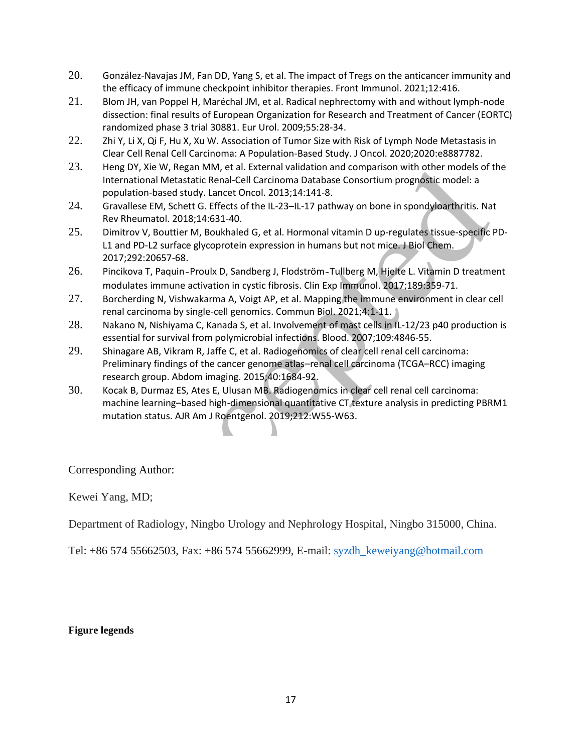20. González-Navajas JM, Fan DD, Yang S, et al. The impact of Tregs on the anticancer immunity and the efficacy of immune checkpoint inhibitor therapies. Front Immunol. 2021;12:416.
21. Blom JH, van Poppel H, Maréchal JM, et al. Radical nephrectomy with and without lymph-node dissection: final results of European Organization for Research and Treatment of Cancer (EORTC) randomized phase 3 trial 30881. Eur Urol. 2009;55:28-34.
22. Zhi Y, Li X, Qi F, Hu X, Xu W. Association of Tumor Size with Risk of Lymph Node Metastasis in Clear Cell Renal Cell Carcinoma: A Population-Based Study. J Oncol. 2020;2020:e8887782.
23. Heng DY, Xie W, Regan MM, et al. External validation and comparison with other models of the International Metastatic Renal-Cell Carcinoma Database Consortium prognostic model: a population-based study. Lancet Oncol. 2013;14:141-8.
24. Gravallese EM, Schett G. Effects of the IL-23–IL-17 pathway on bone in spondyloarthritis. Nat Rev Rheumatol. 2018;14:631-40.
25. Dimitrov V, Bouttier M, Boukhaled G, et al. Hormonal vitamin D up-regulates tissue-specific PD-L1 and PD-L2 surface glycoprotein expression in humans but not mice. J Biol Chem. 2017;292:20657-68.
26. Pincikova T, Paquin-Proulx D, Sandberg J, Flodström-Tullberg M, Hjelte L. Vitamin D treatment modulates immune activation in cystic fibrosis. Clin Exp Immunol. 2017;189:359-71.
27. Borcherding N, Vishwakarma A, Voigt AP, et al. Mapping the immune environment in clear cell renal carcinoma by single-cell genomics. Commun Biol. 2021;4:1-11.
28. Nakano N, Nishiyama C, Kanada S, et al. Involvement of mast cells in IL-12/23 p40 production is essential for survival from polymicrobial infections. Blood. 2007;109:4846-55.
29. Shinagare AB, Vikram R, Jaffe C, et al. Radiogenomics of clear cell renal cell carcinoma: Preliminary findings of the cancer genome atlas–renal cell carcinoma (TCGA–RCC) imaging research group. Abdom imaging. 2015;40:1684-92.
30. Kocak B, Durmaz ES, Ates E, Ulusan MB. Radiogenomics in clear cell renal cell carcinoma: machine learning–based high-dimensional quantitative CT texture analysis in predicting PBRM1 mutation status. AJR Am J Roentgenol. 2019;212:W55-W63.

Corresponding Author:

Kewei Yang, MD;

Department of Radiology, Ningbo Urology and Nephrology Hospital, Ningbo 315000, China.

Tel: +86 574 55662503, Fax: +86 574 55662999, E-mail: syzdh_keweiyang@hotmail.com

**Figure legends**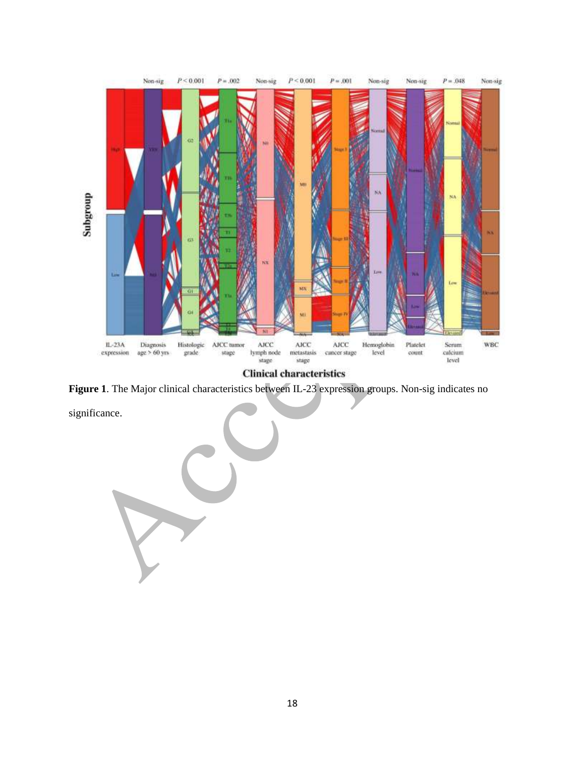**Figure 1**. The Major clinical characteristics between IL-23 expression groups. Non-sig indicates no significance.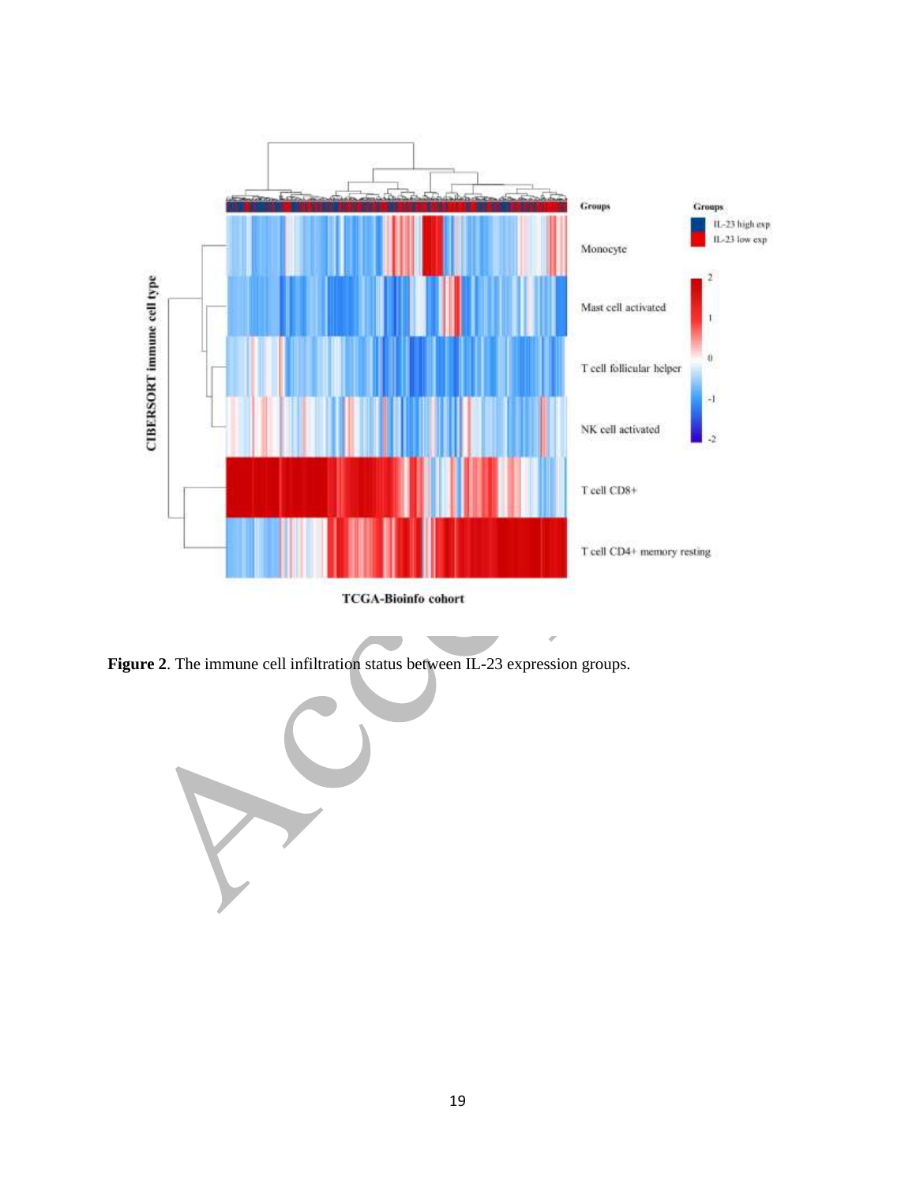**Figure 2**. The immune cell infiltration status between IL-23 expression groups.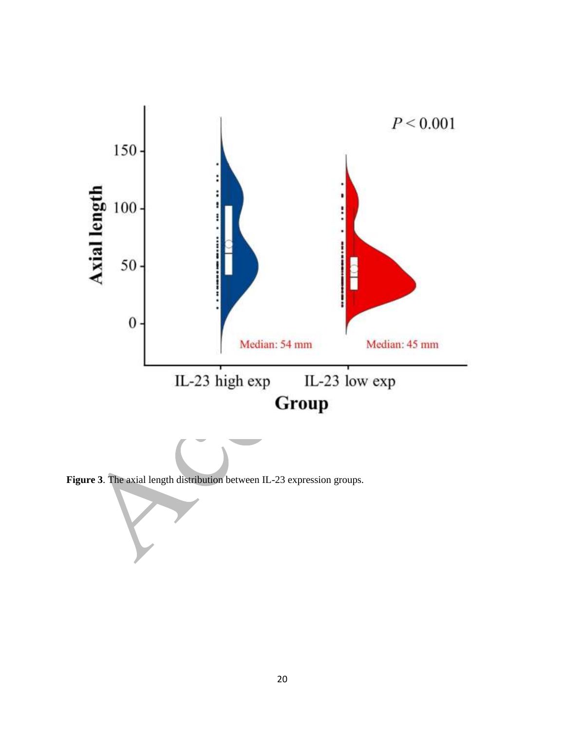**Figure 3**. The axial length distribution between IL-23 expression groups.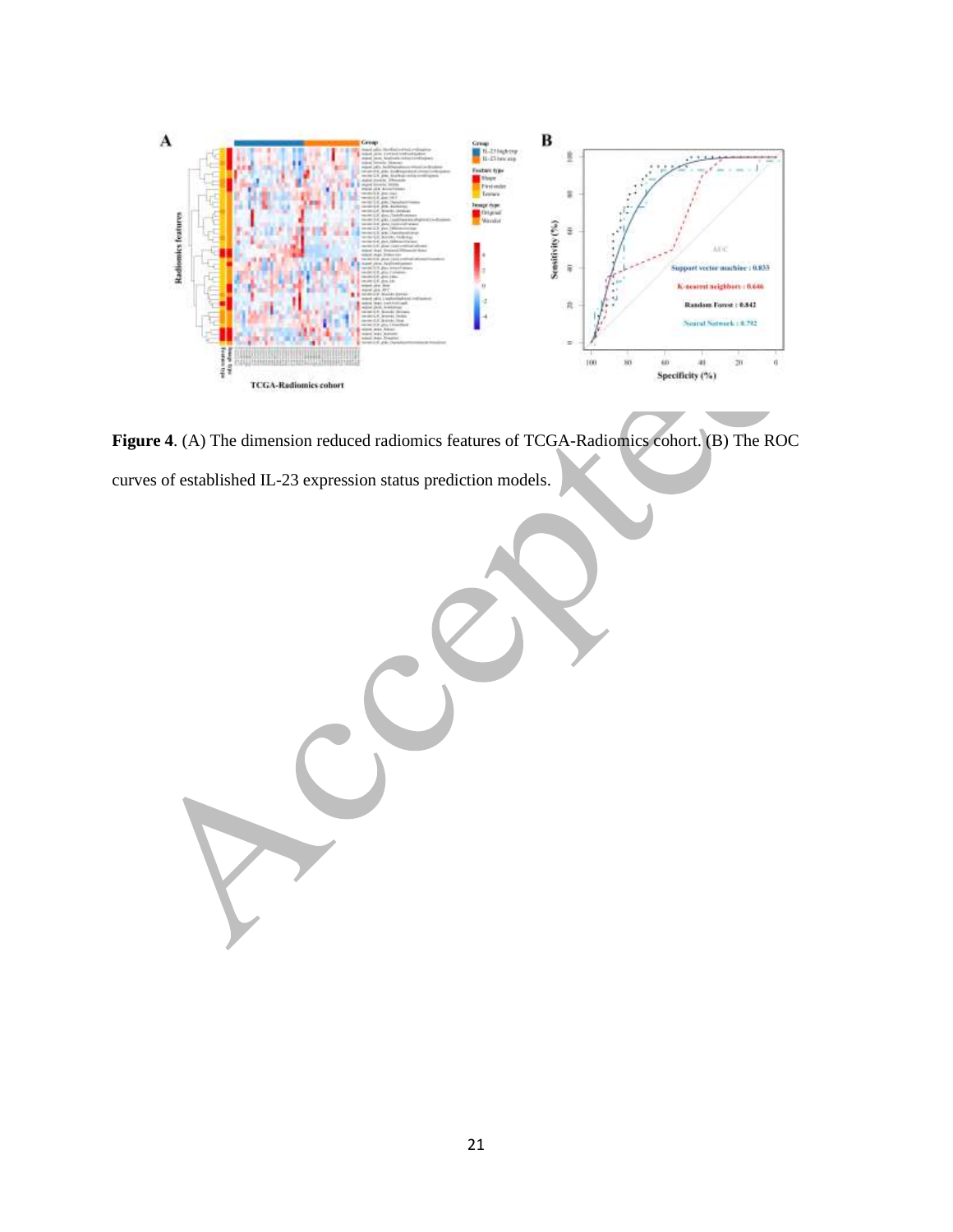**Figure 4**. (A) The dimension reduced radiomics features of TCGA-Radiomics cohort. (B) The ROC curves of established IL-23 expression status prediction models.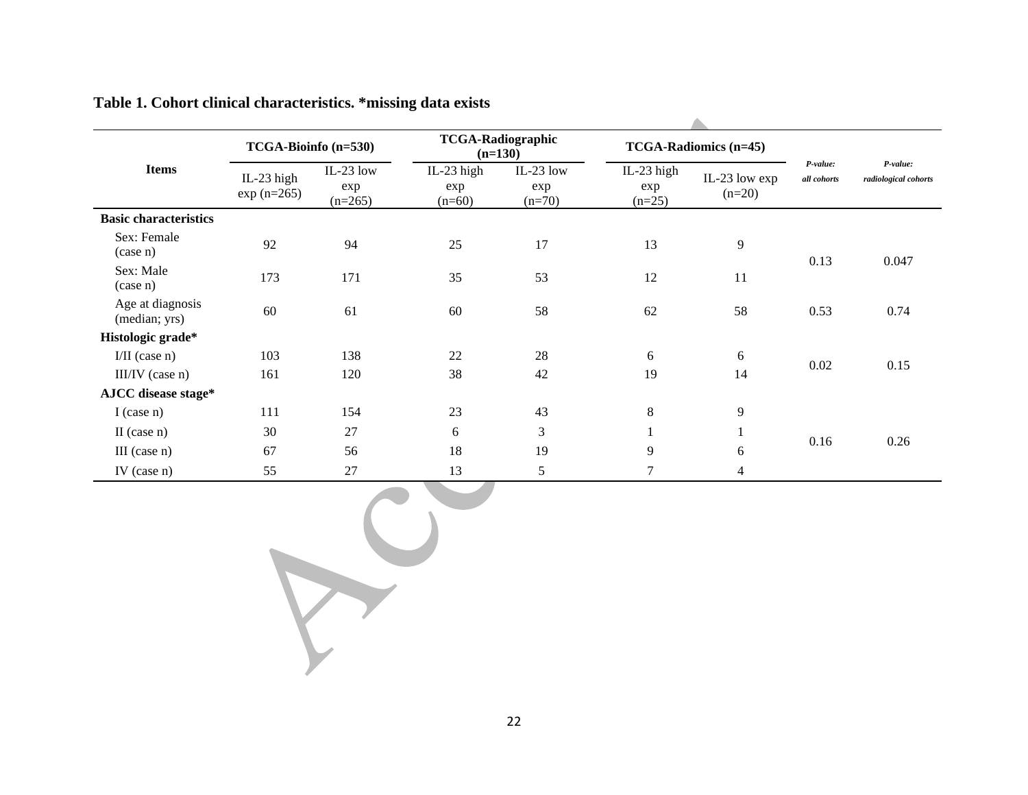**Table 1. Cohort clinical characteristics. *missing data exists**

| Items | TCGA-Bioinfo (n=530) | | TCGA-Radiographic (n=130) | | TCGA-Radiomics (n=45) | | *P-value: all cohorts* | *P-value: radiological cohorts* |
|---|---|---|---|---|---|---|---|---|
| | IL-23 high exp (n=265) | IL-23 low exp (n=265) | IL-23 high exp (n=60) | IL-23 low exp (n=70) | IL-23 high exp (n=25) | IL-23 low exp (n=20) | | |
| **Basic characteristics** | | | | | | | | |
| Sex: Female (case n) | 92 | 94 | 25 | 17 | 13 | 9 | 0.13 | 0.047 |
| Sex: Male (case n) | 173 | 171 | 35 | 53 | 12 | 11 | | |
| Age at diagnosis (median; yrs) | 60 | 61 | 60 | 58 | 62 | 58 | 0.53 | 0.74 |
| **Histologic grade*** | | | | | | | | |
| I/II (case n) | 103 | 138 | 22 | 28 | 6 | 6 | 0.02 | 0.15 |
| III/IV (case n) | 161 | 120 | 38 | 42 | 19 | 14 | | |
| **AJCC disease stage*** | | | | | | | | |
| I (case n) | 111 | 154 | 23 | 43 | 8 | 9 | 0.16 | 0.26 |
| II (case n) | 30 | 27 | 6 | 3 | 1 | 1 | | |
| III (case n) | 67 | 56 | 18 | 19 | 9 | 6 | | |
| IV (case n) | 55 | 27 | 13 | 5 | 7 | 4 | | |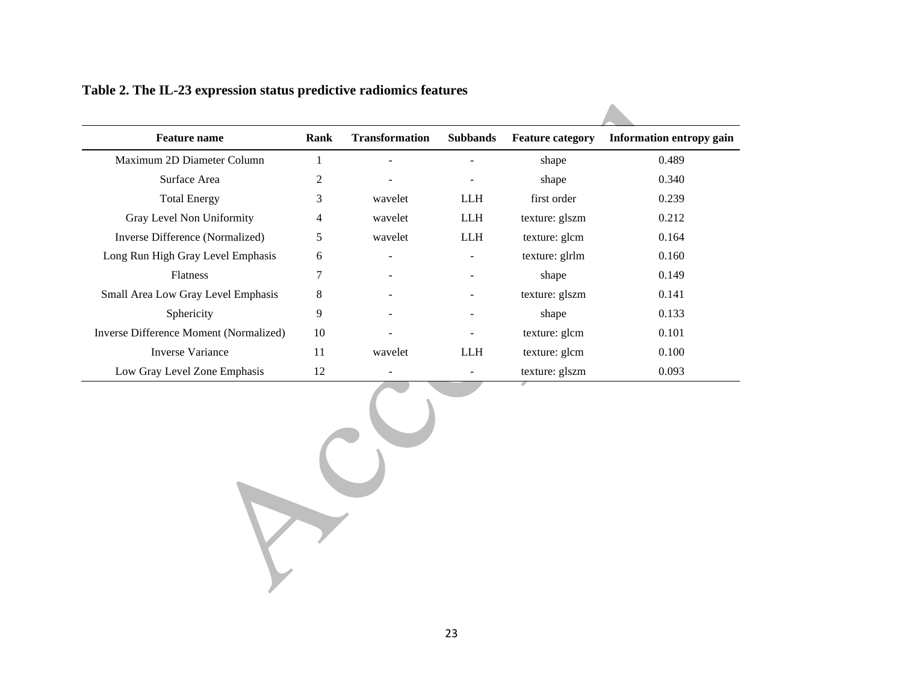**Table 2. The IL-23 expression status predictive radiomics features**

| Feature name | Rank | Transformation | Subbands | Feature category | Information entropy gain |
|---|---|---|---|---|---|
| Maximum 2D Diameter Column | 1 | - | - | shape | 0.489 |
| Surface Area | 2 | - | - | shape | 0.340 |
| Total Energy | 3 | wavelet | LLH | first order | 0.239 |
| Gray Level Non Uniformity | 4 | wavelet | LLH | texture: glszm | 0.212 |
| Inverse Difference (Normalized) | 5 | wavelet | LLH | texture: glcm | 0.164 |
| Long Run High Gray Level Emphasis | 6 | - | - | texture: glrlm | 0.160 |
| Flatness | 7 | - | - | shape | 0.149 |
| Small Area Low Gray Level Emphasis | 8 | - | - | texture: glszm | 0.141 |
| Sphericity | 9 | - | - | shape | 0.133 |
| Inverse Difference Moment (Normalized) | 10 | - | - | texture: glcm | 0.101 |
| Inverse Variance | 11 | wavelet | LLH | texture: glcm | 0.100 |
| Low Gray Level Zone Emphasis | 12 | - | - | texture: glszm | 0.093 |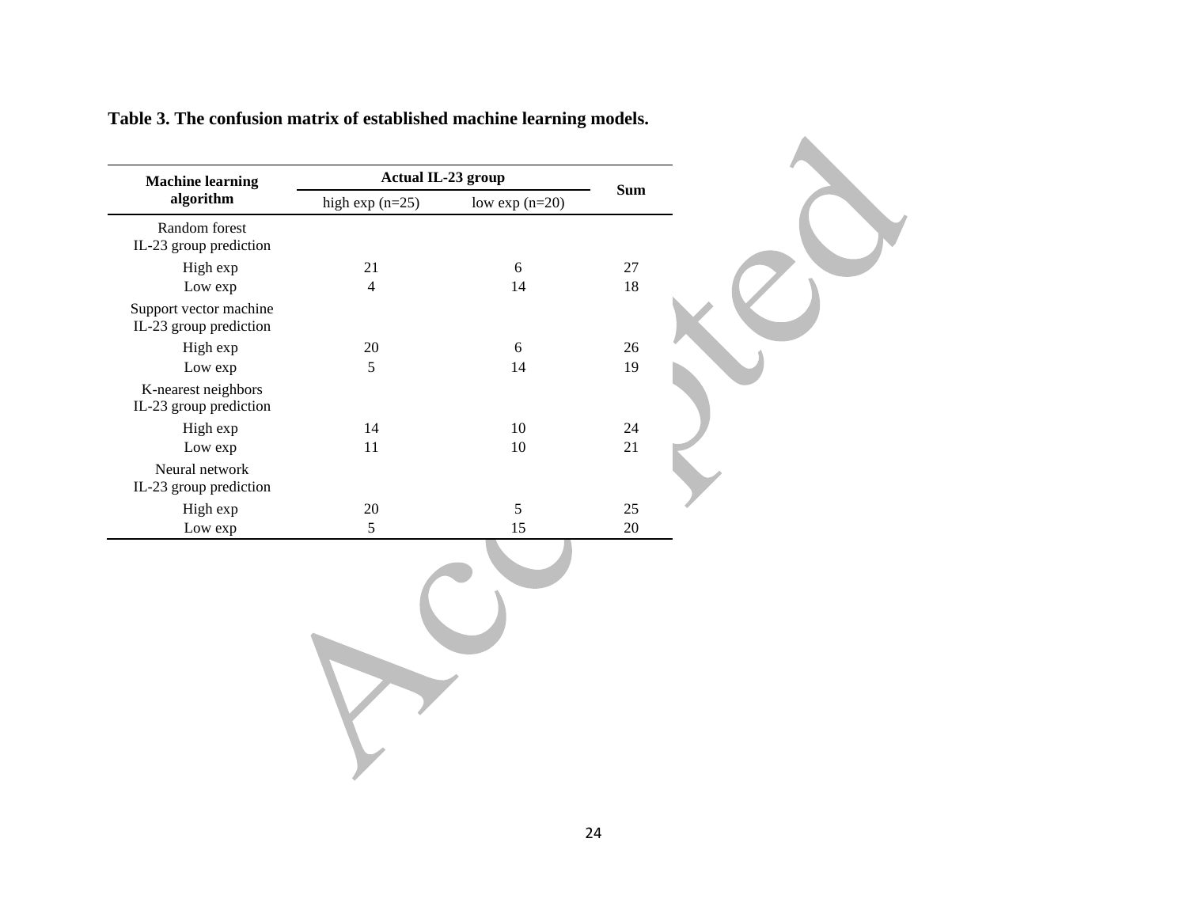**Table 3. The confusion matrix of established machine learning models.**

| Machine learning algorithm | Actual IL-23 group | | Sum |
|---|---|---|---|
| | high exp (n=25) | low exp (n=20) | |
| Random forest IL-23 group prediction | | | |
| High exp | 21 | 6 | 27 |
| Low exp | 4 | 14 | 18 |
| Support vector machine IL-23 group prediction | | | |
| High exp | 20 | 6 | 26 |
| Low exp | 5 | 14 | 19 |
| K-nearest neighbors IL-23 group prediction | | | |
| High exp | 14 | 10 | 24 |
| Low exp | 11 | 10 | 21 |
| Neural network IL-23 group prediction | | | |
| High exp | 20 | 5 | 25 |
| Low exp | 5 | 15 | 20 |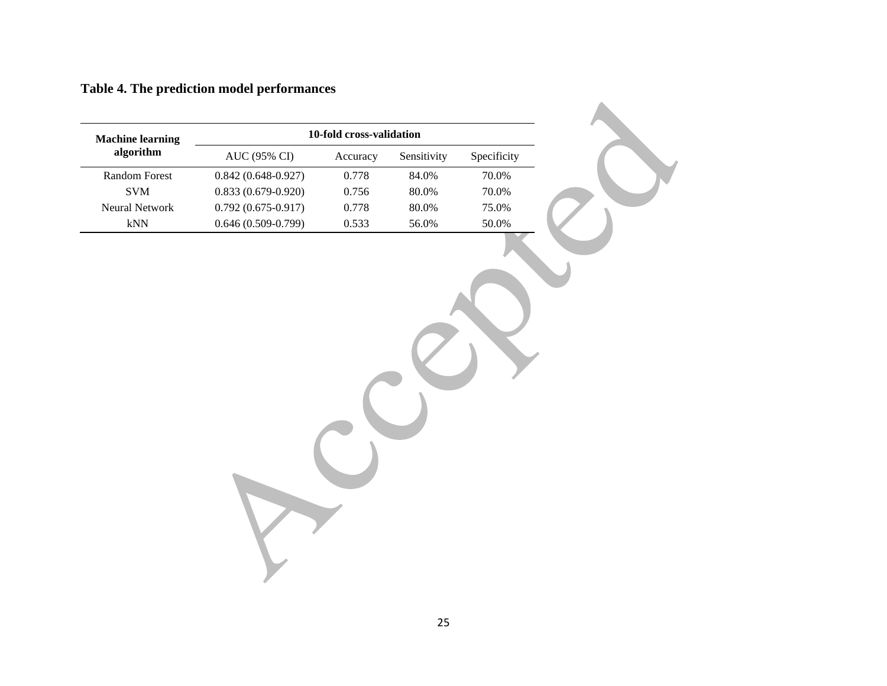**Table 4. The prediction model performances**

| Machine learning algorithm | 10-fold cross-validation | | | |
| --- | --- | --- | --- | --- |
| | AUC (95% CI) | Accuracy | Sensitivity | Specificity |
| Random Forest | 0.842 (0.648-0.927) | 0.778 | 84.0% | 70.0% |
| SVM | 0.833 (0.679-0.920) | 0.756 | 80.0% | 70.0% |
| Neural Network | 0.792 (0.675-0.917) | 0.778 | 80.0% | 75.0% |
| kNN | 0.646 (0.509-0.799) | 0.533 | 56.0% | 50.0% |